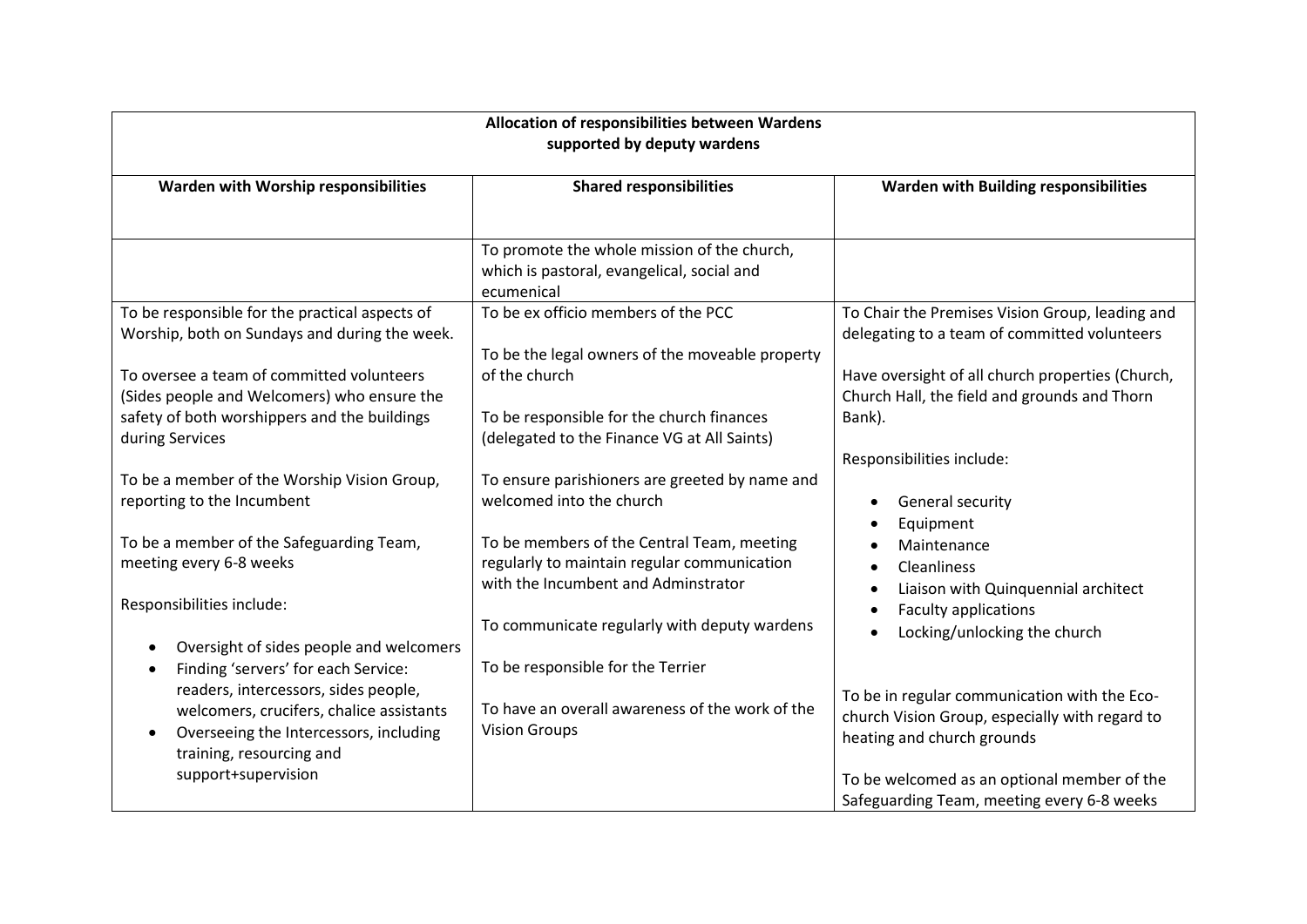| Allocation of responsibilities between Wardens supported by deputy wardens | | |
|---|---|---|
| **Warden with Worship responsibilities** | **Shared responsibilities** | **Warden with Building responsibilities** |
| | To promote the whole mission of the church, which is pastoral, evangelical, social and ecumenical | |
| To be responsible for the practical aspects of Worship, both on Sundays and during the week.<br><br>To oversee a team of committed volunteers (Sides people and Welcomers) who ensure the safety of both worshippers and the buildings during Services<br><br>To be a member of the Worship Vision Group, reporting to the Incumbent<br><br>To be a member of the Safeguarding Team, meeting every 6-8 weeks<br><br>Responsibilities include:<br><br>• Oversight of sides people and welcomers<br>• Finding 'servers' for each Service: readers, intercessors, sides people, welcomers, crucifers, chalice assistants<br>• Overseeing the Intercessors, including training, resourcing and support+supervision | To be ex officio members of the PCC<br><br>To be the legal owners of the moveable property of the church<br><br>To be responsible for the church finances (delegated to the Finance VG at All Saints)<br><br>To ensure parishioners are greeted by name and welcomed into the church<br><br>To be members of the Central Team, meeting regularly to maintain regular communication with the Incumbent and Adminstrator<br><br>To communicate regularly with deputy wardens<br><br>To be responsible for the Terrier<br><br>To have an overall awareness of the work of the Vision Groups | To Chair the Premises Vision Group, leading and delegating to a team of committed volunteers<br><br>Have oversight of all church properties (Church, Church Hall, the field and grounds and Thorn Bank).<br><br>Responsibilities include:<br><br>• General security<br>• Equipment<br>• Maintenance<br>• Cleanliness<br>• Liaison with Quinquennial architect<br>• Faculty applications<br>• Locking/unlocking the church<br><br>To be in regular communication with the Eco-church Vision Group, especially with regard to heating and church grounds<br><br>To be welcomed as an optional member of the Safeguarding Team, meeting every 6-8 weeks |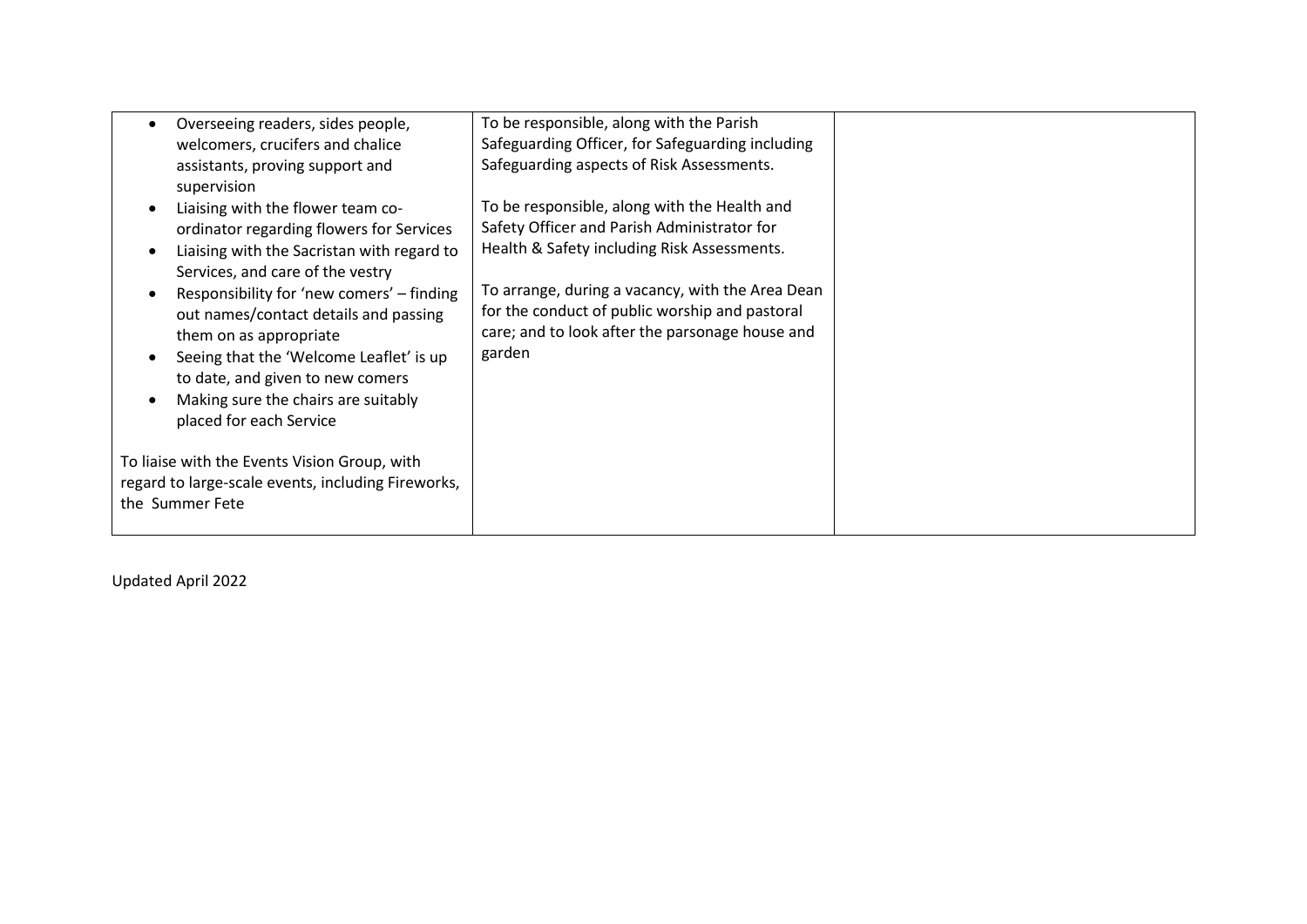| | | |
|---|---|---|
| • Overseeing readers, sides people, welcomers, crucifers and chalice assistants, proving support and supervision<br>• Liaising with the flower team co-ordinator regarding flowers for Services<br>• Liaising with the Sacristan with regard to Services, and care of the vestry<br>• Responsibility for 'new comers' – finding out names/contact details and passing them on as appropriate<br>• Seeing that the 'Welcome Leaflet' is up to date, and given to new comers<br>• Making sure the chairs are suitably placed for each Service<br><br>To liaise with the Events Vision Group, with regard to large-scale events, including Fireworks, the Summer Fete | To be responsible, along with the Parish Safeguarding Officer, for Safeguarding including Safeguarding aspects of Risk Assessments.<br><br>To be responsible, along with the Health and Safety Officer and Parish Administrator for Health & Safety including Risk Assessments.<br><br>To arrange, during a vacancy, with the Area Dean for the conduct of public worship and pastoral care; and to look after the parsonage house and garden | |

Updated April 2022